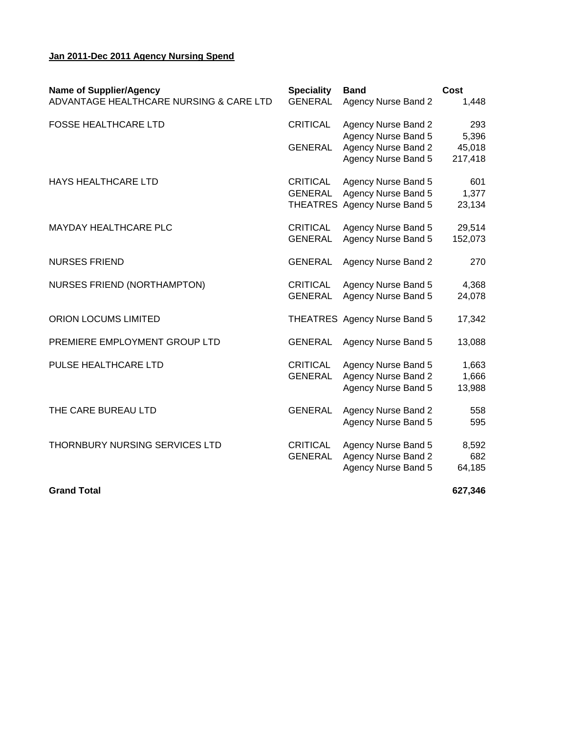**Jan 2011-Dec 2011 Agency Nursing Spend**

| Name of Supplier/Agency | Speciality | Band | Cost |
|---|---|---|---|
| ADVANTAGE HEALTHCARE NURSING & CARE LTD | GENERAL | Agency Nurse Band 2 | 1,448 |
| FOSSE HEALTHCARE LTD | CRITICAL | Agency Nurse Band 2 | 293 |
| | | Agency Nurse Band 5 | 5,396 |
| | GENERAL | Agency Nurse Band 2 | 45,018 |
| | | Agency Nurse Band 5 | 217,418 |
| HAYS HEALTHCARE LTD | CRITICAL | Agency Nurse Band 5 | 601 |
| | GENERAL | Agency Nurse Band 5 | 1,377 |
| | THEATRES | Agency Nurse Band 5 | 23,134 |
| MAYDAY HEALTHCARE PLC | CRITICAL | Agency Nurse Band 5 | 29,514 |
| | GENERAL | Agency Nurse Band 5 | 152,073 |
| NURSES FRIEND | GENERAL | Agency Nurse Band 2 | 270 |
| NURSES FRIEND (NORTHAMPTON) | CRITICAL | Agency Nurse Band 5 | 4,368 |
| | GENERAL | Agency Nurse Band 5 | 24,078 |
| ORION LOCUMS LIMITED | THEATRES | Agency Nurse Band 5 | 17,342 |
| PREMIERE EMPLOYMENT GROUP LTD | GENERAL | Agency Nurse Band 5 | 13,088 |
| PULSE HEALTHCARE LTD | CRITICAL | Agency Nurse Band 5 | 1,663 |
| | GENERAL | Agency Nurse Band 2 | 1,666 |
| | | Agency Nurse Band 5 | 13,988 |
| THE CARE BUREAU LTD | GENERAL | Agency Nurse Band 2 | 558 |
| | | Agency Nurse Band 5 | 595 |
| THORNBURY NURSING SERVICES LTD | CRITICAL | Agency Nurse Band 5 | 8,592 |
| | GENERAL | Agency Nurse Band 2 | 682 |
| | | Agency Nurse Band 5 | 64,185 |
| **Grand Total** | | | **627,346** |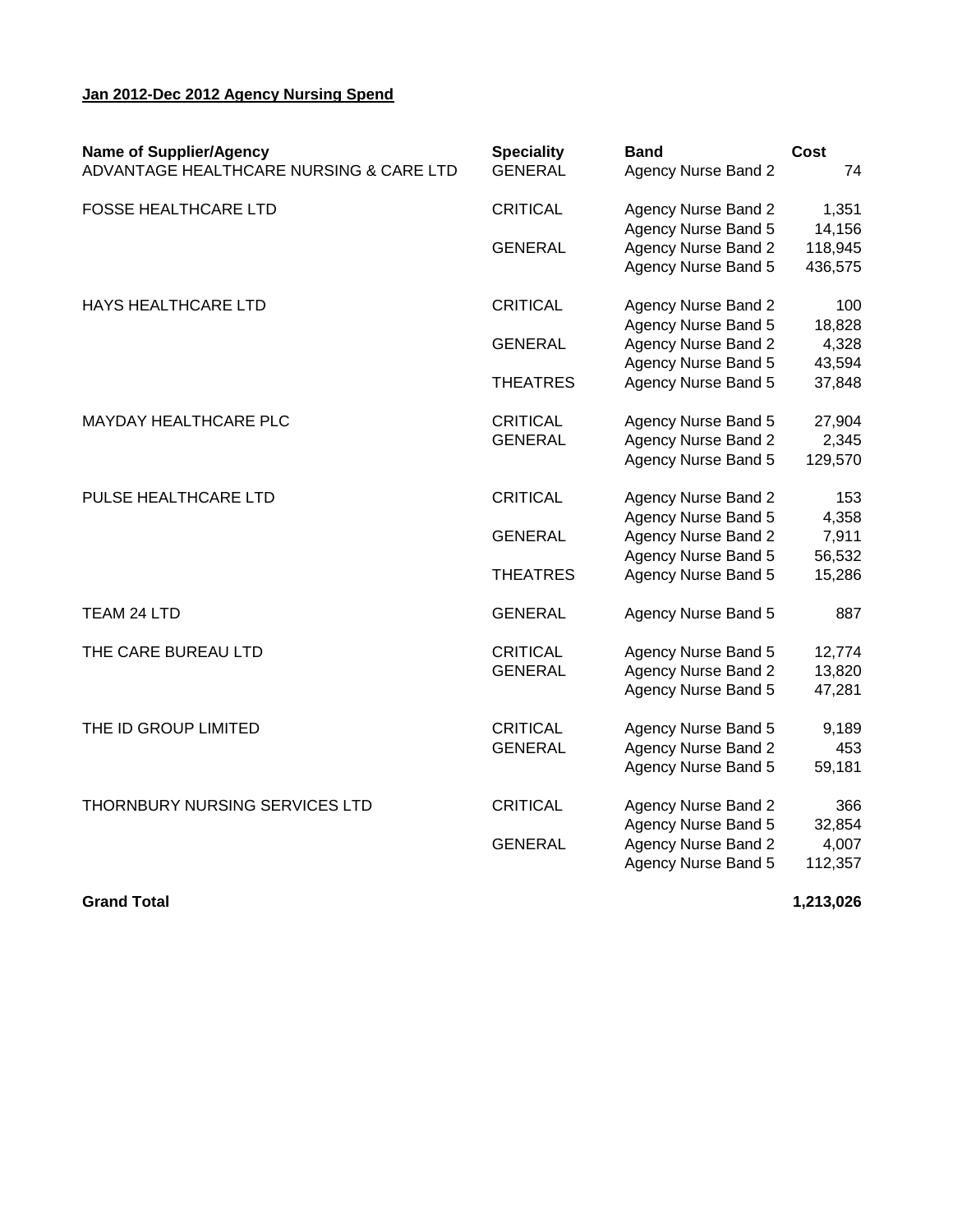**Jan 2012-Dec 2012 Agency Nursing Spend**

| Name of Supplier/Agency | Speciality | Band | Cost |
|---|---|---|---|
| ADVANTAGE HEALTHCARE NURSING & CARE LTD | GENERAL | Agency Nurse Band 2 | 74 |
| FOSSE HEALTHCARE LTD | CRITICAL | Agency Nurse Band 2 | 1,351 |
| | | Agency Nurse Band 5 | 14,156 |
| | GENERAL | Agency Nurse Band 2 | 118,945 |
| | | Agency Nurse Band 5 | 436,575 |
| HAYS HEALTHCARE LTD | CRITICAL | Agency Nurse Band 2 | 100 |
| | | Agency Nurse Band 5 | 18,828 |
| | GENERAL | Agency Nurse Band 2 | 4,328 |
| | | Agency Nurse Band 5 | 43,594 |
| | THEATRES | Agency Nurse Band 5 | 37,848 |
| MAYDAY HEALTHCARE PLC | CRITICAL | Agency Nurse Band 5 | 27,904 |
| | GENERAL | Agency Nurse Band 2 | 2,345 |
| | | Agency Nurse Band 5 | 129,570 |
| PULSE HEALTHCARE LTD | CRITICAL | Agency Nurse Band 2 | 153 |
| | | Agency Nurse Band 5 | 4,358 |
| | GENERAL | Agency Nurse Band 2 | 7,911 |
| | | Agency Nurse Band 5 | 56,532 |
| | THEATRES | Agency Nurse Band 5 | 15,286 |
| TEAM 24 LTD | GENERAL | Agency Nurse Band 5 | 887 |
| THE CARE BUREAU LTD | CRITICAL | Agency Nurse Band 5 | 12,774 |
| | GENERAL | Agency Nurse Band 2 | 13,820 |
| | | Agency Nurse Band 5 | 47,281 |
| THE ID GROUP LIMITED | CRITICAL | Agency Nurse Band 5 | 9,189 |
| | GENERAL | Agency Nurse Band 2 | 453 |
| | | Agency Nurse Band 5 | 59,181 |
| THORNBURY NURSING SERVICES LTD | CRITICAL | Agency Nurse Band 2 | 366 |
| | | Agency Nurse Band 5 | 32,854 |
| | GENERAL | Agency Nurse Band 2 | 4,007 |
| | | Agency Nurse Band 5 | 112,357 |
| **Grand Total** | | | **1,213,026** |